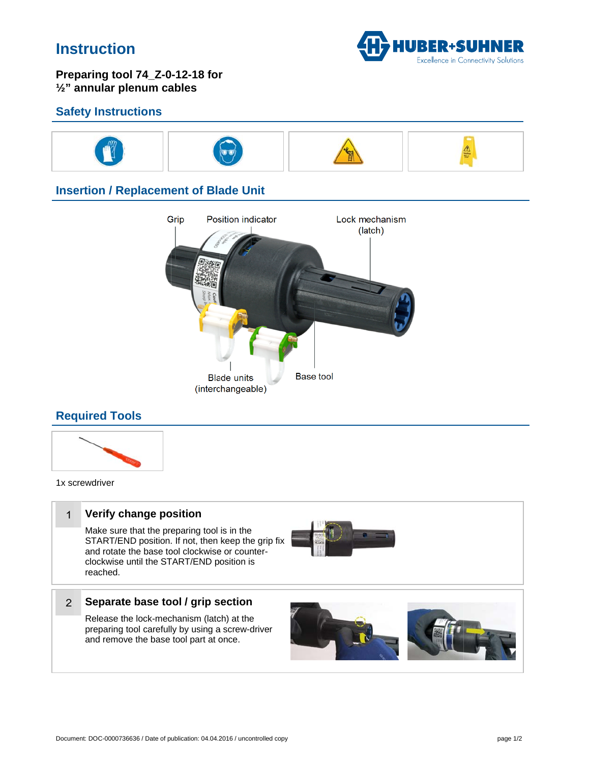# Instruction

**Preparing tool 74_Z-0-12-18 for ½" annular plenum cables**

## Safety Instructions

## Insertion / Replacement of Blade Unit

Grip

Position indicator

Lock mechanism (latch)

Blade units (interchangeable)

Base tool

## Required Tools

1x screwdriver

### 1 Verify change position

Make sure that the preparing tool is in the START/END position. If not, then keep the grip fix and rotate the base tool clockwise or counter-clockwise until the START/END position is reached.

### 2 Separate base tool / grip section

Release the lock-mechanism (latch) at the preparing tool carefully by using a screw-driver and remove the base tool part at once.

Document: DOC-0000736636 / Date of publication: 04.04.2016 / uncontrolled copy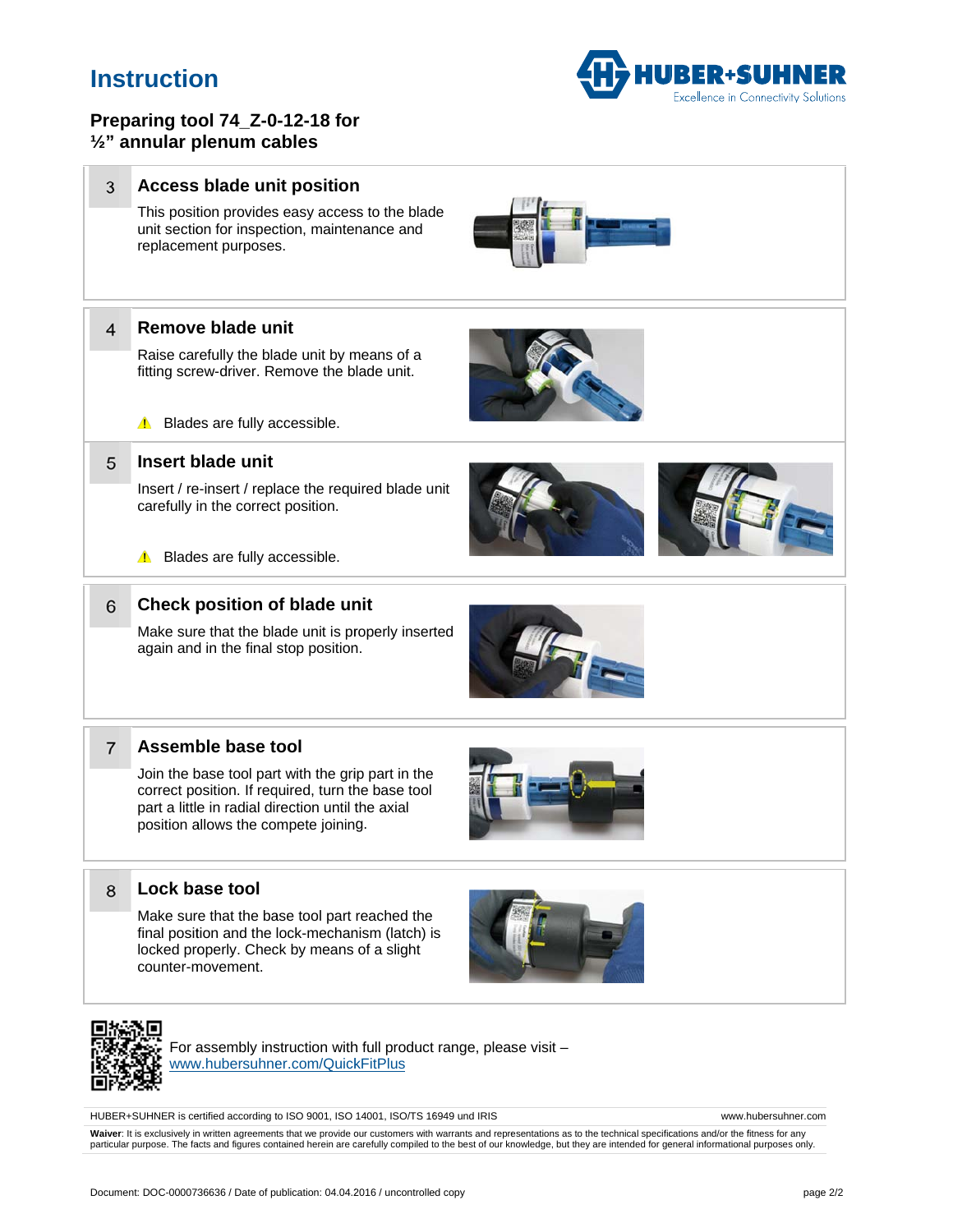# Instruction

## Preparing tool 74_Z-0-12-18 for ½" annular plenum cables

### 3 Access blade unit position

This position provides easy access to the blade unit section for inspection, maintenance and replacement purposes.

### 4 Remove blade unit

Raise carefully the blade unit by means of a fitting screw-driver. Remove the blade unit.

⚠ Blades are fully accessible.

### 5 Insert blade unit

Insert / re-insert / replace the required blade unit carefully in the correct position.

⚠ Blades are fully accessible.

### 6 Check position of blade unit

Make sure that the blade unit is properly inserted again and in the final stop position.

### 7 Assemble base tool

Join the base tool part with the grip part in the correct position. If required, turn the base tool part a little in radial direction until the axial position allows the compete joining.

### 8 Lock base tool

Make sure that the base tool part reached the final position and the lock-mechanism (latch) is locked properly. Check by means of a slight counter-movement.

For assembly instruction with full product range, please visit – [www.hubersuhner.com/QuickFitPlus](http://www.hubersuhner.com/QuickFitPlus)

HUBER+SUHNER is certified according to ISO 9001, ISO 14001, ISO/TS 16949 und IRIS www.hubersuhner.com

**Waiver**: It is exclusively in written agreements that we provide our customers with warrants and representations as to the technical specifications and/or the fitness for any particular purpose. The facts and figures contained herein are carefully compiled to the best of our knowledge, but they are intended for general informational purposes only.

Document: DOC-0000736636 / Date of publication: 04.04.2016 / uncontrolled copy